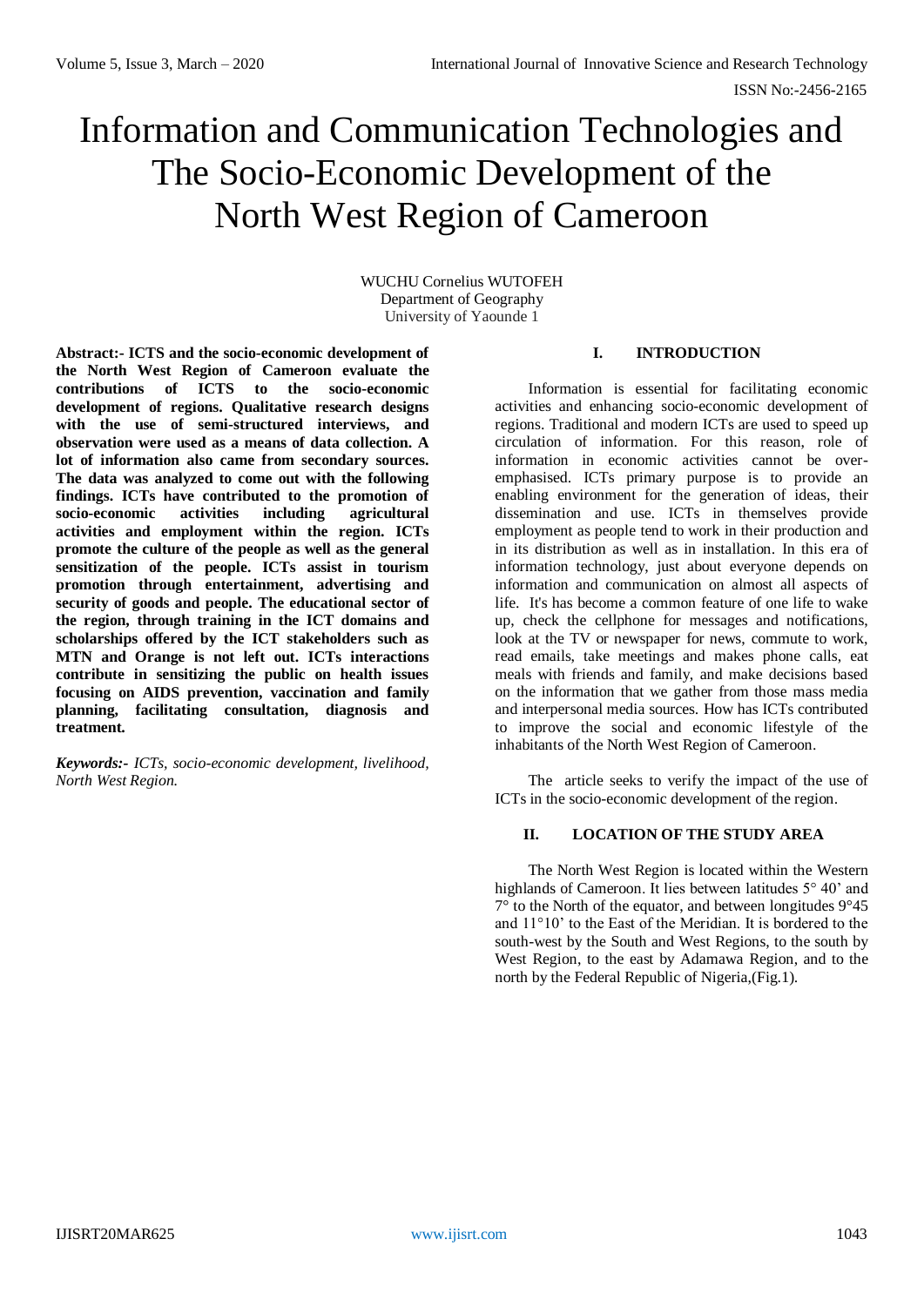# Information and Communication Technologies and The Socio-Economic Development of the North West Region of Cameroon

WUCHU Cornelius WUTOFEH
Department of Geography
University of Yaounde 1

**Abstract:- ICTS and the socio-economic development of the North West Region of Cameroon evaluate the contributions of ICTS to the socio-economic development of regions. Qualitative research designs with the use of semi-structured interviews, and observation were used as a means of data collection. A lot of information also came from secondary sources. The data was analyzed to come out with the following findings. ICTs have contributed to the promotion of socio-economic activities including agricultural activities and employment within the region. ICTs promote the culture of the people as well as the general sensitization of the people. ICTs assist in tourism promotion through entertainment, advertising and security of goods and people. The educational sector of the region, through training in the ICT domains and scholarships offered by the ICT stakeholders such as MTN and Orange is not left out. ICTs interactions contribute in sensitizing the public on health issues focusing on AIDS prevention, vaccination and family planning, facilitating consultation, diagnosis and treatment.**

***Keywords:-*** *ICTs, socio-economic development, livelihood, North West Region.*

## I. INTRODUCTION

Information is essential for facilitating economic activities and enhancing socio-economic development of regions. Traditional and modern ICTs are used to speed up circulation of information. For this reason, role of information in economic activities cannot be over-emphasised. ICTs primary purpose is to provide an enabling environment for the generation of ideas, their dissemination and use. ICTs in themselves provide employment as people tend to work in their production and in its distribution as well as in installation. In this era of information technology, just about everyone depends on information and communication on almost all aspects of life. It's has become a common feature of one life to wake up, check the cellphone for messages and notifications, look at the TV or newspaper for news, commute to work, read emails, take meetings and makes phone calls, eat meals with friends and family, and make decisions based on the information that we gather from those mass media and interpersonal media sources. How has ICTs contributed to improve the social and economic lifestyle of the inhabitants of the North West Region of Cameroon.

The article seeks to verify the impact of the use of ICTs in the socio-economic development of the region.

## II. LOCATION OF THE STUDY AREA

The North West Region is located within the Western highlands of Cameroon. It lies between latitudes 5° 40' and 7° to the North of the equator, and between longitudes 9°45 and 11°10' to the East of the Meridian. It is bordered to the south-west by the South and West Regions, to the south by West Region, to the east by Adamawa Region, and to the north by the Federal Republic of Nigeria,(Fig.1).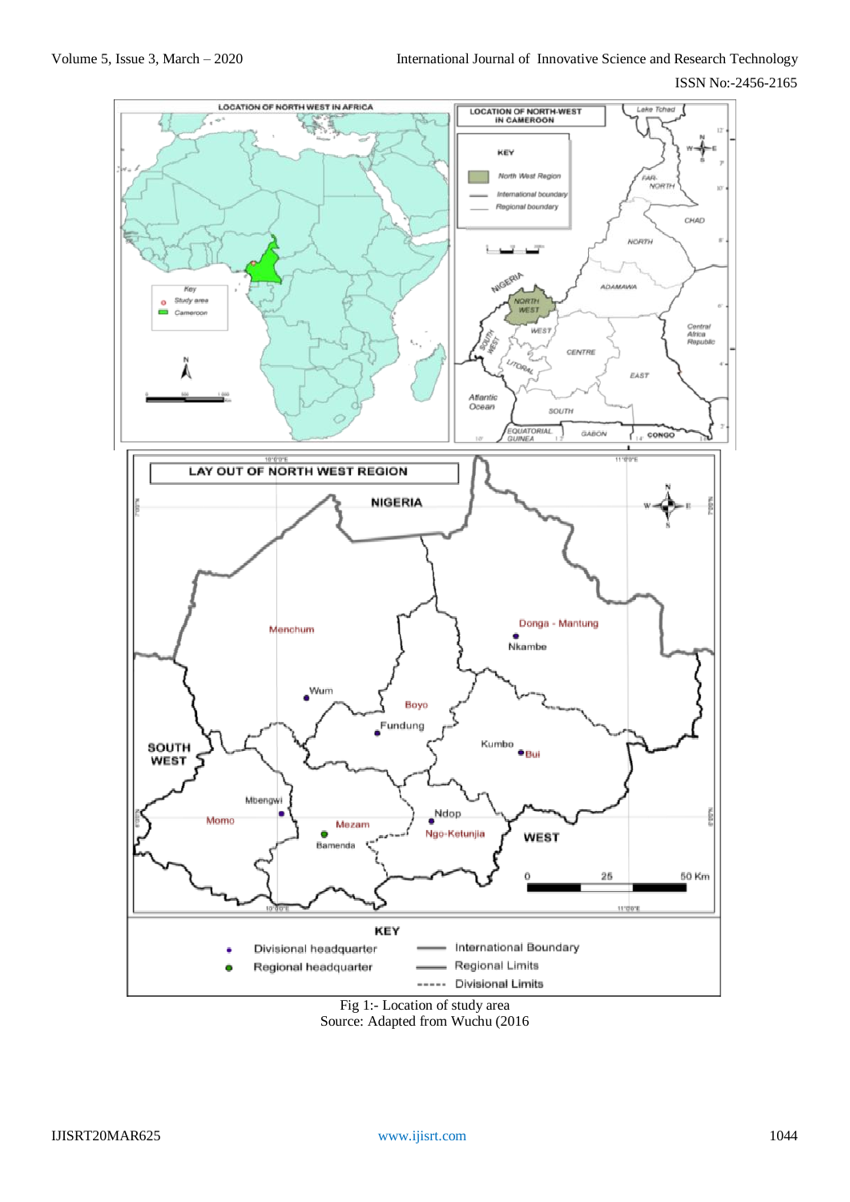Fig 1:- Location of study area
Source: Adapted from Wuchu (2016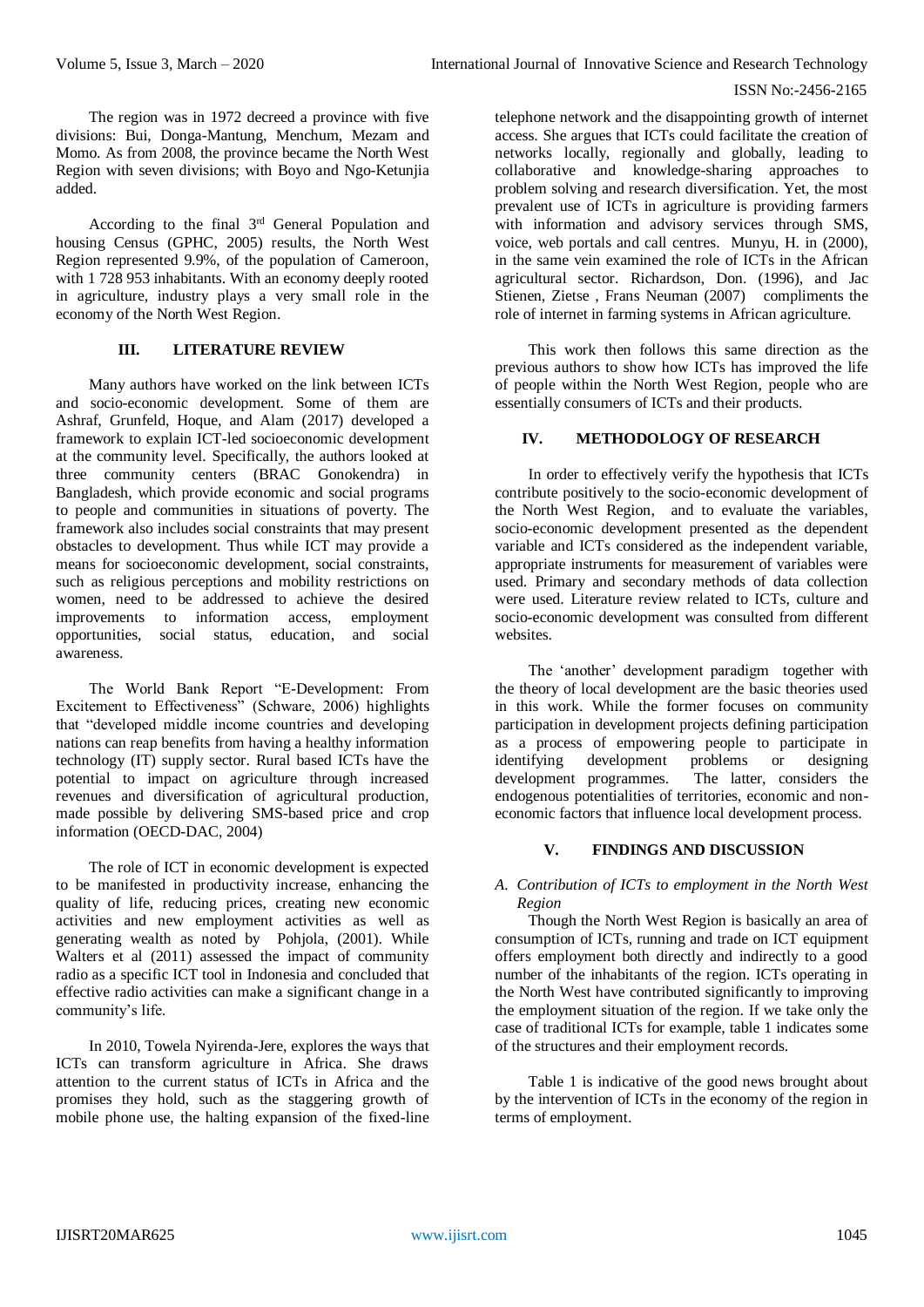The region was in 1972 decreed a province with five divisions: Bui, Donga-Mantung, Menchum, Mezam and Momo. As from 2008, the province became the North West Region with seven divisions; with Boyo and Ngo-Ketunjia added.

According to the final 3rd General Population and housing Census (GPHC, 2005) results, the North West Region represented 9.9%, of the population of Cameroon, with 1 728 953 inhabitants. With an economy deeply rooted in agriculture, industry plays a very small role in the economy of the North West Region.

## III. LITERATURE REVIEW

Many authors have worked on the link between ICTs and socio-economic development. Some of them are Ashraf, Grunfeld, Hoque, and Alam (2017) developed a framework to explain ICT-led socioeconomic development at the community level. Specifically, the authors looked at three community centers (BRAC Gonokendra) in Bangladesh, which provide economic and social programs to people and communities in situations of poverty. The framework also includes social constraints that may present obstacles to development. Thus while ICT may provide a means for socioeconomic development, social constraints, such as religious perceptions and mobility restrictions on women, need to be addressed to achieve the desired improvements to information access, employment opportunities, social status, education, and social awareness.

The World Bank Report "E-Development: From Excitement to Effectiveness" (Schware, 2006) highlights that "developed middle income countries and developing nations can reap benefits from having a healthy information technology (IT) supply sector. Rural based ICTs have the potential to impact on agriculture through increased revenues and diversification of agricultural production, made possible by delivering SMS-based price and crop information (OECD-DAC, 2004)

The role of ICT in economic development is expected to be manifested in productivity increase, enhancing the quality of life, reducing prices, creating new economic activities and new employment activities as well as generating wealth as noted by Pohjola, (2001). While Walters et al (2011) assessed the impact of community radio as a specific ICT tool in Indonesia and concluded that effective radio activities can make a significant change in a community's life.

In 2010, Towela Nyirenda-Jere, explores the ways that ICTs can transform agriculture in Africa. She draws attention to the current status of ICTs in Africa and the promises they hold, such as the staggering growth of mobile phone use, the halting expansion of the fixed-line telephone network and the disappointing growth of internet access. She argues that ICTs could facilitate the creation of networks locally, regionally and globally, leading to collaborative and knowledge-sharing approaches to problem solving and research diversification. Yet, the most prevalent use of ICTs in agriculture is providing farmers with information and advisory services through SMS, voice, web portals and call centres. Munyu, H. in (2000), in the same vein examined the role of ICTs in the African agricultural sector. Richardson, Don. (1996), and Jac Stienen, Zietse , Frans Neuman (2007) compliments the role of internet in farming systems in African agriculture.

This work then follows this same direction as the previous authors to show how ICTs has improved the life of people within the North West Region, people who are essentially consumers of ICTs and their products.

## IV. METHODOLOGY OF RESEARCH

In order to effectively verify the hypothesis that ICTs contribute positively to the socio-economic development of the North West Region, and to evaluate the variables, socio-economic development presented as the dependent variable and ICTs considered as the independent variable, appropriate instruments for measurement of variables were used. Primary and secondary methods of data collection were used. Literature review related to ICTs, culture and socio-economic development was consulted from different websites.

The 'another' development paradigm together with the theory of local development are the basic theories used in this work. While the former focuses on community participation in development projects defining participation as a process of empowering people to participate in identifying development problems or designing development programmes. The latter, considers the endogenous potentialities of territories, economic and non-economic factors that influence local development process.

## V. FINDINGS AND DISCUSSION

### *A. Contribution of ICTs to employment in the North West Region*

Though the North West Region is basically an area of consumption of ICTs, running and trade on ICT equipment offers employment both directly and indirectly to a good number of the inhabitants of the region. ICTs operating in the North West have contributed significantly to improving the employment situation of the region. If we take only the case of traditional ICTs for example, table 1 indicates some of the structures and their employment records.

Table 1 is indicative of the good news brought about by the intervention of ICTs in the economy of the region in terms of employment.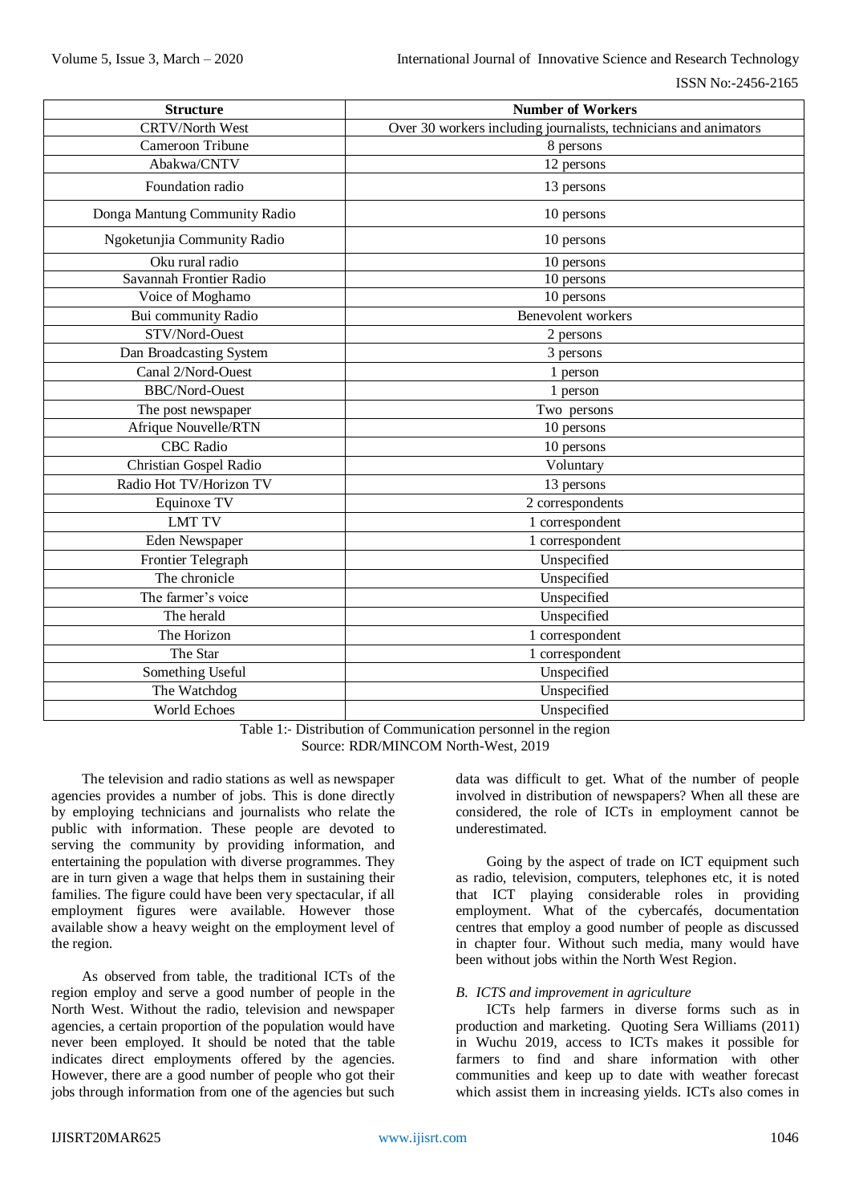| Structure | Number of Workers |
|---|---|
| CRTV/North West | Over 30 workers including journalists, technicians and animators |
| Cameroon Tribune | 8 persons |
| Abakwa/CNTV | 12 persons |
| Foundation radio | 13 persons |
| Donga Mantung Community Radio | 10 persons |
| Ngoketunjia Community Radio | 10 persons |
| Oku rural radio | 10 persons |
| Savannah Frontier Radio | 10 persons |
| Voice of Moghamo | 10 persons |
| Bui community Radio | Benevolent workers |
| STV/Nord-Ouest | 2 persons |
| Dan Broadcasting System | 3 persons |
| Canal 2/Nord-Ouest | 1 person |
| BBC/Nord-Ouest | 1 person |
| The post newspaper | Two persons |
| Afrique Nouvelle/RTN | 10 persons |
| CBC Radio | 10 persons |
| Christian Gospel Radio | Voluntary |
| Radio Hot TV/Horizon TV | 13 persons |
| Equinoxe TV | 2 correspondents |
| LMT TV | 1 correspondent |
| Eden Newspaper | 1 correspondent |
| Frontier Telegraph | Unspecified |
| The chronicle | Unspecified |
| The farmer's voice | Unspecified |
| The herald | Unspecified |
| The Horizon | 1 correspondent |
| The Star | 1 correspondent |
| Something Useful | Unspecified |
| The Watchdog | Unspecified |
| World Echoes | Unspecified |

Table 1:- Distribution of Communication personnel in the region
Source: RDR/MINCOM North-West, 2019

The television and radio stations as well as newspaper agencies provides a number of jobs. This is done directly by employing technicians and journalists who relate the public with information. These people are devoted to serving the community by providing information, and entertaining the population with diverse programmes. They are in turn given a wage that helps them in sustaining their families. The figure could have been very spectacular, if all employment figures were available. However those available show a heavy weight on the employment level of the region.

As observed from table, the traditional ICTs of the region employ and serve a good number of people in the North West. Without the radio, television and newspaper agencies, a certain proportion of the population would have never been employed. It should be noted that the table indicates direct employments offered by the agencies. However, there are a good number of people who got their jobs through information from one of the agencies but such data was difficult to get. What of the number of people involved in distribution of newspapers? When all these are considered, the role of ICTs in employment cannot be underestimated.

Going by the aspect of trade on ICT equipment such as radio, television, computers, telephones etc, it is noted that ICT playing considerable roles in providing employment. What of the cybercafés, documentation centres that employ a good number of people as discussed in chapter four. Without such media, many would have been without jobs within the North West Region.

### *B. ICTS and improvement in agriculture*

ICTs help farmers in diverse forms such as in production and marketing. Quoting Sera Williams (2011) in Wuchu 2019, access to ICTs makes it possible for farmers to find and share information with other communities and keep up to date with weather forecast which assist them in increasing yields. ICTs also comes in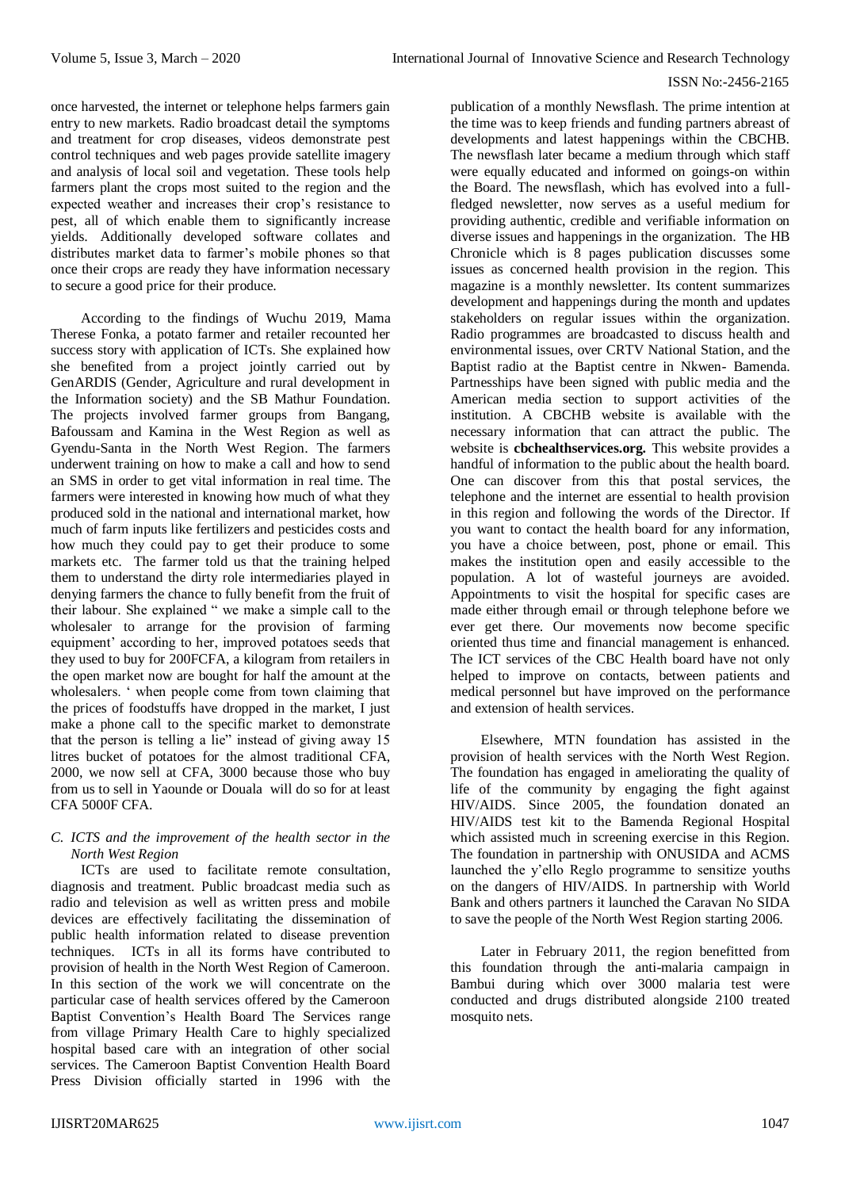once harvested, the internet or telephone helps farmers gain entry to new markets. Radio broadcast detail the symptoms and treatment for crop diseases, videos demonstrate pest control techniques and web pages provide satellite imagery and analysis of local soil and vegetation. These tools help farmers plant the crops most suited to the region and the expected weather and increases their crop's resistance to pest, all of which enable them to significantly increase yields. Additionally developed software collates and distributes market data to farmer's mobile phones so that once their crops are ready they have information necessary to secure a good price for their produce.

According to the findings of Wuchu 2019, Mama Therese Fonka, a potato farmer and retailer recounted her success story with application of ICTs. She explained how she benefited from a project jointly carried out by GenARDIS (Gender, Agriculture and rural development in the Information society) and the SB Mathur Foundation. The projects involved farmer groups from Bangang, Bafoussam and Kamina in the West Region as well as Gyendu-Santa in the North West Region. The farmers underwent training on how to make a call and how to send an SMS in order to get vital information in real time. The farmers were interested in knowing how much of what they produced sold in the national and international market, how much of farm inputs like fertilizers and pesticides costs and how much they could pay to get their produce to some markets etc. The farmer told us that the training helped them to understand the dirty role intermediaries played in denying farmers the chance to fully benefit from the fruit of their labour. She explained " we make a simple call to the wholesaler to arrange for the provision of farming equipment' according to her, improved potatoes seeds that they used to buy for 200FCFA, a kilogram from retailers in the open market now are bought for half the amount at the wholesalers. ' when people come from town claiming that the prices of foodstuffs have dropped in the market, I just make a phone call to the specific market to demonstrate that the person is telling a lie" instead of giving away 15 litres bucket of potatoes for the almost traditional CFA, 2000, we now sell at CFA, 3000 because those who buy from us to sell in Yaounde or Douala will do so for at least CFA 5000F CFA.

### *C. ICTS and the improvement of the health sector in the North West Region*

ICTs are used to facilitate remote consultation, diagnosis and treatment. Public broadcast media such as radio and television as well as written press and mobile devices are effectively facilitating the dissemination of public health information related to disease prevention techniques. ICTs in all its forms have contributed to provision of health in the North West Region of Cameroon. In this section of the work we will concentrate on the particular case of health services offered by the Cameroon Baptist Convention's Health Board The Services range from village Primary Health Care to highly specialized hospital based care with an integration of other social services. The Cameroon Baptist Convention Health Board Press Division officially started in 1996 with the publication of a monthly Newsflash. The prime intention at the time was to keep friends and funding partners abreast of developments and latest happenings within the CBCHB. The newsflash later became a medium through which staff were equally educated and informed on goings-on within the Board. The newsflash, which has evolved into a full-fledged newsletter, now serves as a useful medium for providing authentic, credible and verifiable information on diverse issues and happenings in the organization. The HB Chronicle which is 8 pages publication discusses some issues as concerned health provision in the region. This magazine is a monthly newsletter. Its content summarizes development and happenings during the month and updates stakeholders on regular issues within the organization. Radio programmes are broadcasted to discuss health and environmental issues, over CRTV National Station, and the Baptist radio at the Baptist centre in Nkwen- Bamenda. Partnesships have been signed with public media and the American media section to support activities of the institution. A CBCHB website is available with the necessary information that can attract the public. The website is **cbchealthservices.org.** This website provides a handful of information to the public about the health board. One can discover from this that postal services, the telephone and the internet are essential to health provision in this region and following the words of the Director. If you want to contact the health board for any information, you have a choice between, post, phone or email. This makes the institution open and easily accessible to the population. A lot of wasteful journeys are avoided. Appointments to visit the hospital for specific cases are made either through email or through telephone before we ever get there. Our movements now become specific oriented thus time and financial management is enhanced. The ICT services of the CBC Health board have not only helped to improve on contacts, between patients and medical personnel but have improved on the performance and extension of health services.

Elsewhere, MTN foundation has assisted in the provision of health services with the North West Region. The foundation has engaged in ameliorating the quality of life of the community by engaging the fight against HIV/AIDS. Since 2005, the foundation donated an HIV/AIDS test kit to the Bamenda Regional Hospital which assisted much in screening exercise in this Region. The foundation in partnership with ONUSIDA and ACMS launched the y'ello Reglo programme to sensitize youths on the dangers of HIV/AIDS. In partnership with World Bank and others partners it launched the Caravan No SIDA to save the people of the North West Region starting 2006.

Later in February 2011, the region benefitted from this foundation through the anti-malaria campaign in Bambui during which over 3000 malaria test were conducted and drugs distributed alongside 2100 treated mosquito nets.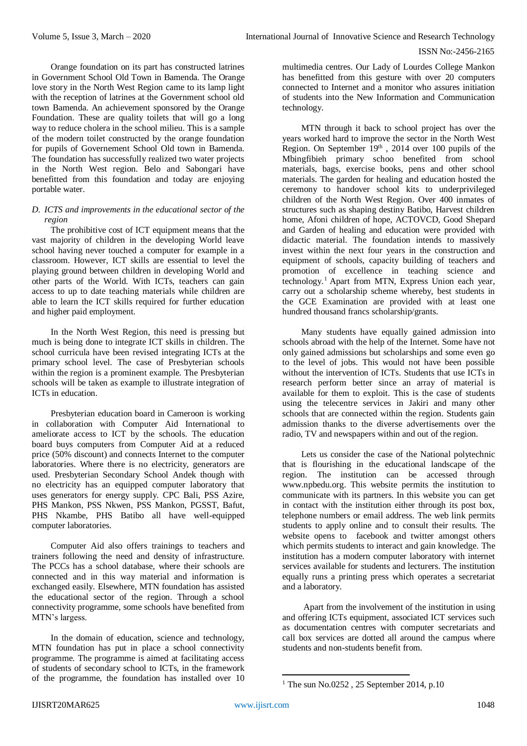Orange foundation on its part has constructed latrines in Government School Old Town in Bamenda. The Orange love story in the North West Region came to its lamp light with the reception of latrines at the Government school old town Bamenda. An achievement sponsored by the Orange Foundation. These are quality toilets that will go a long way to reduce cholera in the school milieu. This is a sample of the modern toilet constructed by the orange foundation for pupils of Governement School Old town in Bamenda. The foundation has successfully realized two water projects in the North West region. Belo and Sabongari have benefitted from this foundation and today are enjoying portable water.

*D. ICTS and improvements in the educational sector of the region*

The prohibitive cost of ICT equipment means that the vast majority of children in the developing World leave school having never touched a computer for example in a classroom. However, ICT skills are essential to level the playing ground between children in developing World and other parts of the World. With ICTs, teachers can gain access to up to date teaching materials while children are able to learn the ICT skills required for further education and higher paid employment.

In the North West Region, this need is pressing but much is being done to integrate ICT skills in children. The school curricula have been revised integrating ICTs at the primary school level. The case of Presbyterian schools within the region is a prominent example. The Presbyterian schools will be taken as example to illustrate integration of ICTs in education.

Presbyterian education board in Cameroon is working in collaboration with Computer Aid International to ameliorate access to ICT by the schools. The education board buys computers from Computer Aid at a reduced price (50% discount) and connects Internet to the computer laboratories. Where there is no electricity, generators are used. Presbyterian Secondary School Andek though with no electricity has an equipped computer laboratory that uses generators for energy supply. CPC Bali, PSS Azire, PHS Mankon, PSS Nkwen, PSS Mankon, PGSST, Bafut, PHS Nkambe, PHS Batibo all have well-equipped computer laboratories.

Computer Aid also offers trainings to teachers and trainers following the need and density of infrastructure. The PCCs has a school database, where their schools are connected and in this way material and information is exchanged easily. Elsewhere, MTN foundation has assisted the educational sector of the region. Through a school connectivity programme, some schools have benefited from MTN's largess.

In the domain of education, science and technology, MTN foundation has put in place a school connectivity programme. The programme is aimed at facilitating access of students of secondary school to ICTs, in the framework of the programme, the foundation has installed over 10 multimedia centres. Our Lady of Lourdes College Mankon has benefitted from this gesture with over 20 computers connected to Internet and a monitor who assures initiation of students into the New Information and Communication technology.

MTN through it back to school project has over the years worked hard to improve the sector in the North West Region. On September 19th , 2014 over 100 pupils of the Mbingfibieh primary schoo benefited from school materials, bags, exercise books, pens and other school materials. The garden for healing and education hosted the ceremony to handover school kits to underprivileged children of the North West Region. Over 400 inmates of structures such as shaping destiny Batibo, Harvest children home, Afoni children of hope, ACTOVCD, Good Shepard and Garden of healing and education were provided with didactic material. The foundation intends to massively invest within the next four years in the construction and equipment of schools, capacity building of teachers and promotion of excellence in teaching science and technology.[1] Apart from MTN, Express Union each year, carry out a scholarship scheme whereby, best students in the GCE Examination are provided with at least one hundred thousand francs scholarship/grants.

Many students have equally gained admission into schools abroad with the help of the Internet. Some have not only gained admissions but scholarships and some even go to the level of jobs. This would not have been possible without the intervention of ICTs. Students that use ICTs in research perform better since an array of material is available for them to exploit. This is the case of students using the telecentre services in Jakiri and many other schools that are connected within the region. Students gain admission thanks to the diverse advertisements over the radio, TV and newspapers within and out of the region.

Lets us consider the case of the National polytechnic that is flourishing in the educational landscape of the region. The institution can be accessed through www.npbedu.org. This website permits the institution to communicate with its partners. In this website you can get in contact with the institution either through its post box, telephone numbers or email address. The web link permits students to apply online and to consult their results. The website opens to facebook and twitter amongst others which permits students to interact and gain knowledge. The institution has a modern computer laboratory with internet services available for students and lecturers. The institution equally runs a printing press which operates a secretariat and a laboratory.

Apart from the involvement of the institution in using and offering ICTs equipment, associated ICT services such as documentation centres with computer secretariats and call box services are dotted all around the campus where students and non-students benefit from.

[1] The sun No.0252 , 25 September 2014, p.10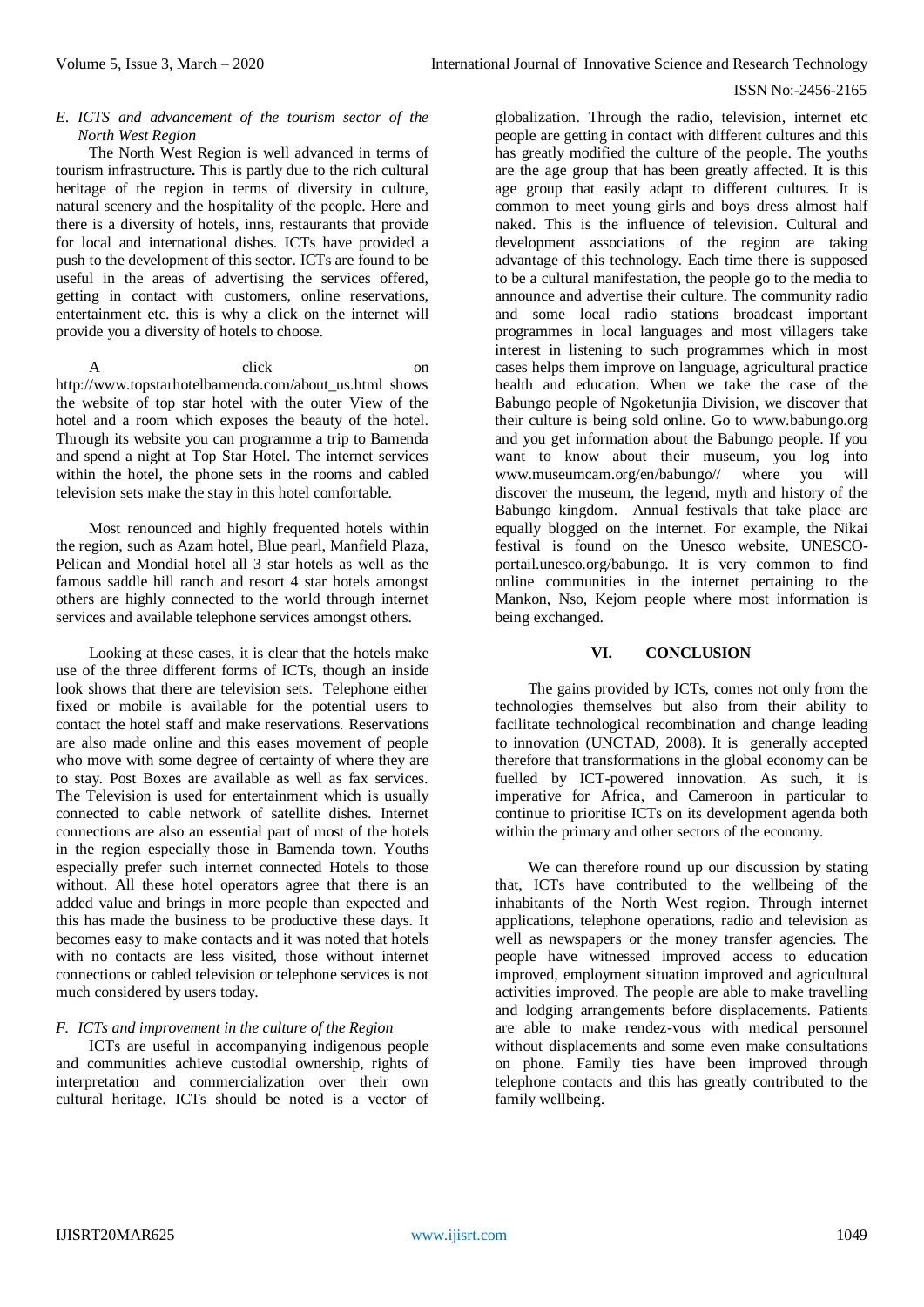### *E. ICTS and advancement of the tourism sector of the North West Region*

The North West Region is well advanced in terms of tourism infrastructure**.** This is partly due to the rich cultural heritage of the region in terms of diversity in culture, natural scenery and the hospitality of the people. Here and there is a diversity of hotels, inns, restaurants that provide for local and international dishes. ICTs have provided a push to the development of this sector. ICTs are found to be useful in the areas of advertising the services offered, getting in contact with customers, online reservations, entertainment etc. this is why a click on the internet will provide you a diversity of hotels to choose.

A click on http://www.topstarhotelbamenda.com/about_us.html shows the website of top star hotel with the outer View of the hotel and a room which exposes the beauty of the hotel. Through its website you can programme a trip to Bamenda and spend a night at Top Star Hotel. The internet services within the hotel, the phone sets in the rooms and cabled television sets make the stay in this hotel comfortable.

Most renounced and highly frequented hotels within the region, such as Azam hotel, Blue pearl, Manfield Plaza, Pelican and Mondial hotel all 3 star hotels as well as the famous saddle hill ranch and resort 4 star hotels amongst others are highly connected to the world through internet services and available telephone services amongst others.

Looking at these cases, it is clear that the hotels make use of the three different forms of ICTs, though an inside look shows that there are television sets. Telephone either fixed or mobile is available for the potential users to contact the hotel staff and make reservations. Reservations are also made online and this eases movement of people who move with some degree of certainty of where they are to stay. Post Boxes are available as well as fax services. The Television is used for entertainment which is usually connected to cable network of satellite dishes. Internet connections are also an essential part of most of the hotels in the region especially those in Bamenda town. Youths especially prefer such internet connected Hotels to those without. All these hotel operators agree that there is an added value and brings in more people than expected and this has made the business to be productive these days. It becomes easy to make contacts and it was noted that hotels with no contacts are less visited, those without internet connections or cabled television or telephone services is not much considered by users today.

### *F. ICTs and improvement in the culture of the Region*

ICTs are useful in accompanying indigenous people and communities achieve custodial ownership, rights of interpretation and commercialization over their own cultural heritage. ICTs should be noted is a vector of globalization. Through the radio, television, internet etc people are getting in contact with different cultures and this has greatly modified the culture of the people. The youths are the age group that has been greatly affected. It is this age group that easily adapt to different cultures. It is common to meet young girls and boys dress almost half naked. This is the influence of television. Cultural and development associations of the region are taking advantage of this technology. Each time there is supposed to be a cultural manifestation, the people go to the media to announce and advertise their culture. The community radio and some local radio stations broadcast important programmes in local languages and most villagers take interest in listening to such programmes which in most cases helps them improve on language, agricultural practice health and education. When we take the case of the Babungo people of Ngoketunjia Division, we discover that their culture is being sold online. Go to www.babungo.org and you get information about the Babungo people. If you want to know about their museum, you log into www.museumcam.org/en/babungo// where you will discover the museum, the legend, myth and history of the Babungo kingdom. Annual festivals that take place are equally blogged on the internet. For example, the Nikai festival is found on the Unesco website, UNESCO-portail.unesco.org/babungo. It is very common to find online communities in the internet pertaining to the Mankon, Nso, Kejom people where most information is being exchanged.

## VI. CONCLUSION

The gains provided by ICTs, comes not only from the technologies themselves but also from their ability to facilitate technological recombination and change leading to innovation (UNCTAD, 2008). It is generally accepted therefore that transformations in the global economy can be fuelled by ICT-powered innovation. As such, it is imperative for Africa, and Cameroon in particular to continue to prioritise ICTs on its development agenda both within the primary and other sectors of the economy.

We can therefore round up our discussion by stating that, ICTs have contributed to the wellbeing of the inhabitants of the North West region. Through internet applications, telephone operations, radio and television as well as newspapers or the money transfer agencies. The people have witnessed improved access to education improved, employment situation improved and agricultural activities improved. The people are able to make travelling and lodging arrangements before displacements. Patients are able to make rendez-vous with medical personnel without displacements and some even make consultations on phone. Family ties have been improved through telephone contacts and this has greatly contributed to the family wellbeing.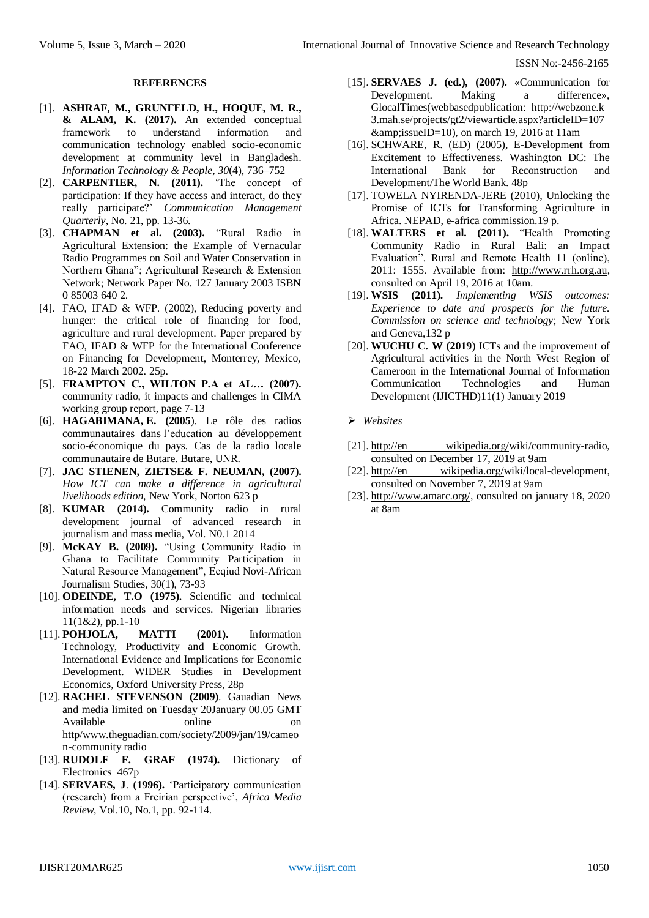## REFERENCES

[1]. **ASHRAF, M., GRUNFELD, H., HOQUE, M. R., & ALAM, K. (2017).** An extended conceptual framework to understand information and communication technology enabled socio-economic development at community level in Bangladesh. *Information Technology & People*, *30*(4), 736–752

[2]. **CARPENTIER, N. (2011).** 'The concept of participation: If they have access and interact, do they really participate?' *Communication Management Quarterly*, No. 21, pp. 13-36.

[3]. **CHAPMAN et al. (2003).** "Rural Radio in Agricultural Extension: the Example of Vernacular Radio Programmes on Soil and Water Conservation in Northern Ghana"; Agricultural Research & Extension Network; Network Paper No. 127 January 2003 ISBN 0 85003 640 2.

[4]. FAO, IFAD & WFP. (2002), Reducing poverty and hunger: the critical role of financing for food, agriculture and rural development. Paper prepared by FAO, IFAD & WFP for the International Conference on Financing for Development, Monterrey, Mexico, 18-22 March 2002. 25p.

[5]. **FRAMPTON C., WILTON P.A et AL… (2007).** community radio, it impacts and challenges in CIMA working group report, page 7-13

[6]. **HAGABIMANA, E. (2005**). Le rôle des radios communautaires dans l'education au développement socio-économique du pays. Cas de la radio locale communautaire de Butare. Butare, UNR.

[7]. **JAC STIENEN, ZIETSE& F. NEUMAN, (2007).** *How ICT can make a difference in agricultural livelihoods edition*, New York, Norton 623 p

[8]. **KUMAR (2014).** Community radio in rural development journal of advanced research in journalism and mass media, Vol. N0.1 2014

[9]. **McKAY B. (2009).** "Using Community Radio in Ghana to Facilitate Community Participation in Natural Resource Management", Ecqiud Novi-African Journalism Studies, 30(1), 73-93

[10]. **ODEINDE, T.O (1975).** Scientific and technical information needs and services. Nigerian libraries 11(1&2), pp.1-10

[11]. **POHJOLA, MATTI (2001).** Information Technology, Productivity and Economic Growth. International Evidence and Implications for Economic Development. WIDER Studies in Development Economics, Oxford University Press, 28p

[12]. **RACHEL STEVENSON (2009)**. Gauadian News and media limited on Tuesday 20January 00.05 GMT Available online on http/www.theguadian.com/society/2009/jan/19/cameon-community radio

[13]. **RUDOLF F. GRAF (1974).** Dictionary of Electronics 467p

[14]. **SERVAES, J**. **(1996).** 'Participatory communication (research) from a Freirian perspective', *Africa Media Review*, Vol.10, No.1, pp. 92-114.

[15]. **SERVAES J. (ed.), (2007).** «Communication for Development. Making a difference», GlocalTimes(webbasedpublication: http://webzone.k3.mah.se/projects/gt2/viewarticle.aspx?articleID=107&amp;issueID=10), on march 19, 2016 at 11am

[16]. SCHWARE, R. (ED) (2005), E-Development from Excitement to Effectiveness. Washington DC: The International Bank for Reconstruction and Development/The World Bank. 48p

[17]. TOWELA NYIRENDA-JERE (2010), Unlocking the Promise of ICTs for Transforming Agriculture in Africa. NEPAD, e-africa commission.19 p.

[18]. **WALTERS et al. (2011).** "Health Promoting Community Radio in Rural Bali: an Impact Evaluation". Rural and Remote Health 11 (online), 2011: 1555. Available from: http://www.rrh.org.au, consulted on April 19, 2016 at 10am.

[19]. **WSIS (2011).** *Implementing WSIS outcomes: Experience to date and prospects for the future. Commission on science and technology*; New York and Geneva,132 p

[20]. **WUCHU C. W (2019**) ICTs and the improvement of Agricultural activities in the North West Region of Cameroon in the International Journal of Information Communication Technologies and Human Development (IJICTHD)11(1) January 2019

➢ *Websites*

[21]. http://en wikipedia.org/wiki/community-radio, consulted on December 17, 2019 at 9am

[22]. http://en wikipedia.org/wiki/local-development, consulted on November 7, 2019 at 9am

[23]. http://www.amarc.org/, consulted on january 18, 2020 at 8am